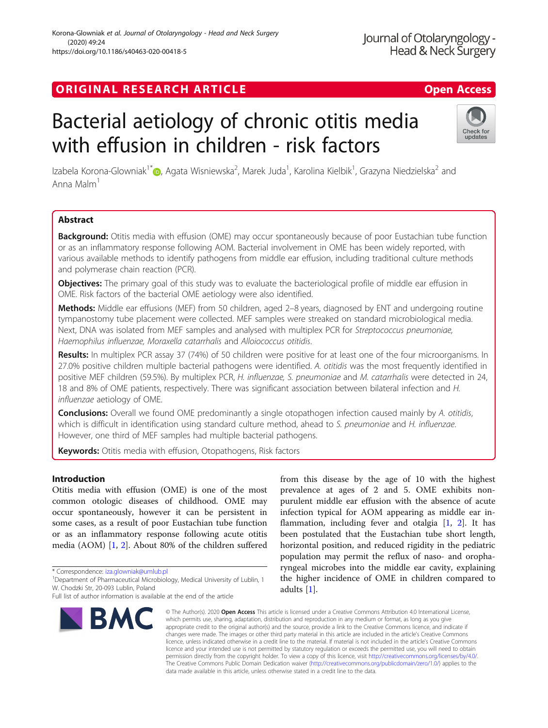ORIGINAL RESEARCH ARTICLE

Open Access

# Bacterial aetiology of chronic otitis media with effusion in children - risk factors

Izabela Korona-Glowniak[1*], Agata Wisniewska[2], Marek Juda[1], Karolina Kielbik[1], Grazyna Niedzielska[2] and Anna Malm[1]

## Abstract

**Background:** Otitis media with effusion (OME) may occur spontaneously because of poor Eustachian tube function or as an inflammatory response following AOM. Bacterial involvement in OME has been widely reported, with various available methods to identify pathogens from middle ear effusion, including traditional culture methods and polymerase chain reaction (PCR).

**Objectives:** The primary goal of this study was to evaluate the bacteriological profile of middle ear effusion in OME. Risk factors of the bacterial OME aetiology were also identified.

**Methods:** Middle ear effusions (MEF) from 50 children, aged 2–8 years, diagnosed by ENT and undergoing routine tympanostomy tube placement were collected. MEF samples were streaked on standard microbiological media. Next, DNA was isolated from MEF samples and analysed with multiplex PCR for *Streptococcus pneumoniae, Haemophilus influenzae, Moraxella catarrhalis* and *Alloiococcus otitidis*.

**Results:** In multiplex PCR assay 37 (74%) of 50 children were positive for at least one of the four microorganisms. In 27.0% positive children multiple bacterial pathogens were identified. *A. otitidis* was the most frequently identified in positive MEF children (59.5%). By multiplex PCR, *H. influenzae, S. pneumoniae* and *M. catarrhalis* were detected in 24, 18 and 8% of OME patients, respectively. There was significant association between bilateral infection and *H. influenzae* aetiology of OME.

**Conclusions:** Overall we found OME predominantly a single otopathogen infection caused mainly by *A. otitidis*, which is difficult in identification using standard culture method, ahead to *S. pneumoniae* and *H. influenzae*. However, one third of MEF samples had multiple bacterial pathogens.

**Keywords:** Otitis media with effusion, Otopathogens, Risk factors

## Introduction

Otitis media with effusion (OME) is one of the most common otologic diseases of childhood. OME may occur spontaneously, however it can be persistent in some cases, as a result of poor Eustachian tube function or as an inflammatory response following acute otitis media (AOM) [1, 2]. About 80% of the children suffered from this disease by the age of 10 with the highest prevalence at ages of 2 and 5. OME exhibits non-purulent middle ear effusion with the absence of acute infection typical for AOM appearing as middle ear inflammation, including fever and otalgia [1, 2]. It has been postulated that the Eustachian tube short length, horizontal position, and reduced rigidity in the pediatric population may permit the reflux of naso- and oropharyngeal microbes into the middle ear cavity, explaining the higher incidence of OME in children compared to adults [1].

* Correspondence: iza.glowniak@umlub.pl

[1]Department of Pharmaceutical Microbiology, Medical University of Lublin, 1 W. Chodzki Str, 20-093 Lublin, Poland

Full list of author information is available at the end of the article

© The Author(s). 2020 **Open Access** This article is licensed under a Creative Commons Attribution 4.0 International License, which permits use, sharing, adaptation, distribution and reproduction in any medium or format, as long as you give appropriate credit to the original author(s) and the source, provide a link to the Creative Commons licence, and indicate if changes were made. The images or other third party material in this article are included in the article's Creative Commons licence, unless indicated otherwise in a credit line to the material. If material is not included in the article's Creative Commons licence and your intended use is not permitted by statutory regulation or exceeds the permitted use, you will need to obtain permission directly from the copyright holder. To view a copy of this licence, visit http://creativecommons.org/licenses/by/4.0/. The Creative Commons Public Domain Dedication waiver (http://creativecommons.org/publicdomain/zero/1.0/) applies to the data made available in this article, unless otherwise stated in a credit line to the data.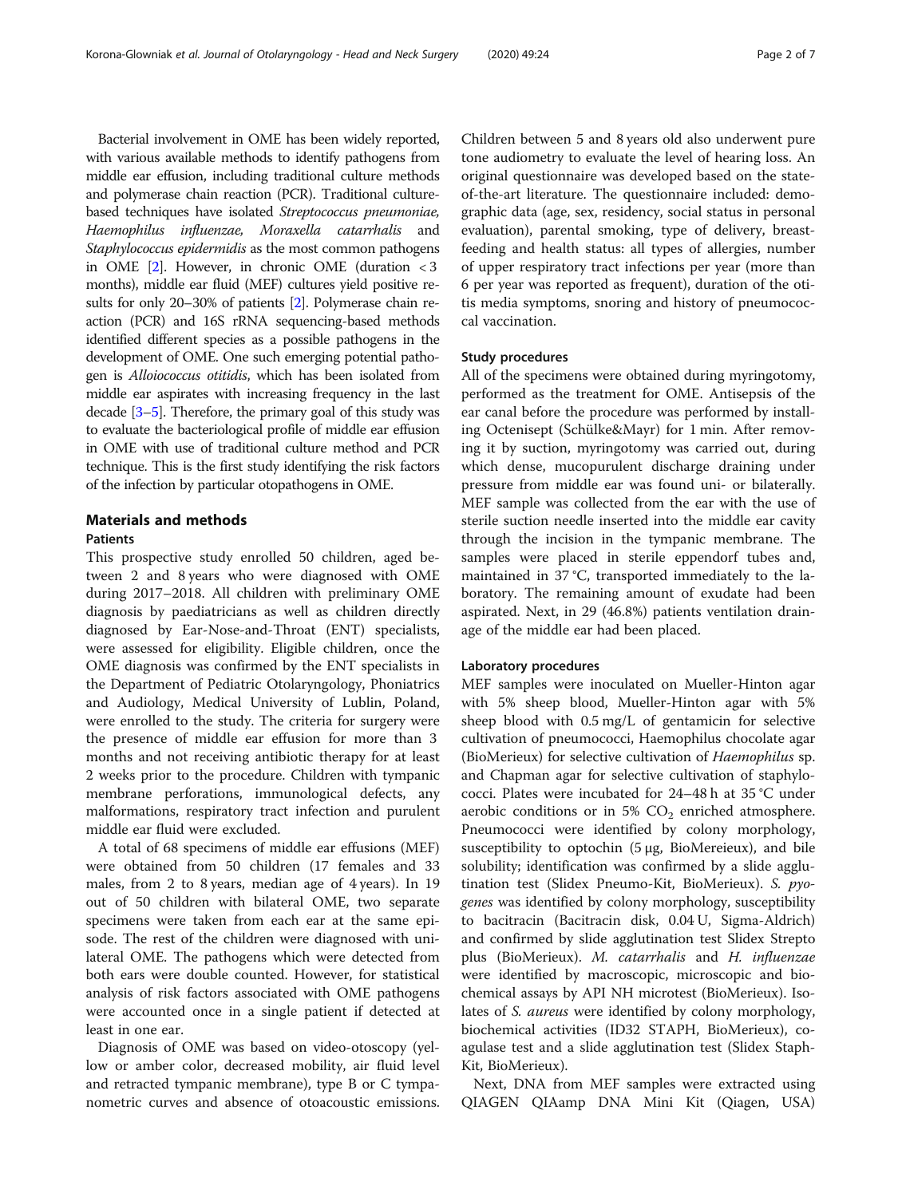Bacterial involvement in OME has been widely reported, with various available methods to identify pathogens from middle ear effusion, including traditional culture methods and polymerase chain reaction (PCR). Traditional culture-based techniques have isolated *Streptococcus pneumoniae, Haemophilus influenzae, Moraxella catarrhalis* and *Staphylococcus epidermidis* as the most common pathogens in OME [2]. However, in chronic OME (duration < 3 months), middle ear fluid (MEF) cultures yield positive results for only 20–30% of patients [2]. Polymerase chain reaction (PCR) and 16S rRNA sequencing-based methods identified different species as a possible pathogens in the development of OME. One such emerging potential pathogen is *Alloiococcus otitidis*, which has been isolated from middle ear aspirates with increasing frequency in the last decade [3–5]. Therefore, the primary goal of this study was to evaluate the bacteriological profile of middle ear effusion in OME with use of traditional culture method and PCR technique. This is the first study identifying the risk factors of the infection by particular otopathogens in OME.

## Materials and methods

### Patients

This prospective study enrolled 50 children, aged between 2 and 8 years who were diagnosed with OME during 2017–2018. All children with preliminary OME diagnosis by paediatricians as well as children directly diagnosed by Ear-Nose-and-Throat (ENT) specialists, were assessed for eligibility. Eligible children, once the OME diagnosis was confirmed by the ENT specialists in the Department of Pediatric Otolaryngology, Phoniatrics and Audiology, Medical University of Lublin, Poland, were enrolled to the study. The criteria for surgery were the presence of middle ear effusion for more than 3 months and not receiving antibiotic therapy for at least 2 weeks prior to the procedure. Children with tympanic membrane perforations, immunological defects, any malformations, respiratory tract infection and purulent middle ear fluid were excluded.

A total of 68 specimens of middle ear effusions (MEF) were obtained from 50 children (17 females and 33 males, from 2 to 8 years, median age of 4 years). In 19 out of 50 children with bilateral OME, two separate specimens were taken from each ear at the same episode. The rest of the children were diagnosed with unilateral OME. The pathogens which were detected from both ears were double counted. However, for statistical analysis of risk factors associated with OME pathogens were accounted once in a single patient if detected at least in one ear.

Diagnosis of OME was based on video-otoscopy (yellow or amber color, decreased mobility, air fluid level and retracted tympanic membrane), type B or C tympanometric curves and absence of otoacoustic emissions. Children between 5 and 8 years old also underwent pure tone audiometry to evaluate the level of hearing loss. An original questionnaire was developed based on the state-of-the-art literature. The questionnaire included: demographic data (age, sex, residency, social status in personal evaluation), parental smoking, type of delivery, breast-feeding and health status: all types of allergies, number of upper respiratory tract infections per year (more than 6 per year was reported as frequent), duration of the otitis media symptoms, snoring and history of pneumococcal vaccination.

### Study procedures

All of the specimens were obtained during myringotomy, performed as the treatment for OME. Antisepsis of the ear canal before the procedure was performed by installing Octenisept (Schülke&Mayr) for 1 min. After removing it by suction, myringotomy was carried out, during which dense, mucopurulent discharge draining under pressure from middle ear was found uni- or bilaterally. MEF sample was collected from the ear with the use of sterile suction needle inserted into the middle ear cavity through the incision in the tympanic membrane. The samples were placed in sterile eppendorf tubes and, maintained in 37 °C, transported immediately to the laboratory. The remaining amount of exudate had been aspirated. Next, in 29 (46.8%) patients ventilation drainage of the middle ear had been placed.

### Laboratory procedures

MEF samples were inoculated on Mueller-Hinton agar with 5% sheep blood, Mueller-Hinton agar with 5% sheep blood with 0.5 mg/L of gentamicin for selective cultivation of pneumococci, Haemophilus chocolate agar (BioMerieux) for selective cultivation of *Haemophilus* sp. and Chapman agar for selective cultivation of staphylococci. Plates were incubated for 24–48 h at 35 °C under aerobic conditions or in 5% $CO_2$ enriched atmosphere. Pneumococci were identified by colony morphology, susceptibility to optochin (5 μg, BioMereieux), and bile solubility; identification was confirmed by a slide agglutination test (Slidex Pneumo-Kit, BioMerieux). *S. pyogenes* was identified by colony morphology, susceptibility to bacitracin (Bacitracin disk, 0.04 U, Sigma-Aldrich) and confirmed by slide agglutination test Slidex Strepto plus (BioMerieux). *M. catarrhalis* and *H. influenzae* were identified by macroscopic, microscopic and biochemical assays by API NH microtest (BioMerieux). Isolates of *S. aureus* were identified by colony morphology, biochemical activities (ID32 STAPH, BioMerieux), coagulase test and a slide agglutination test (Slidex Staph-Kit, BioMerieux).

Next, DNA from MEF samples were extracted using QIAGEN QIAamp DNA Mini Kit (Qiagen, USA)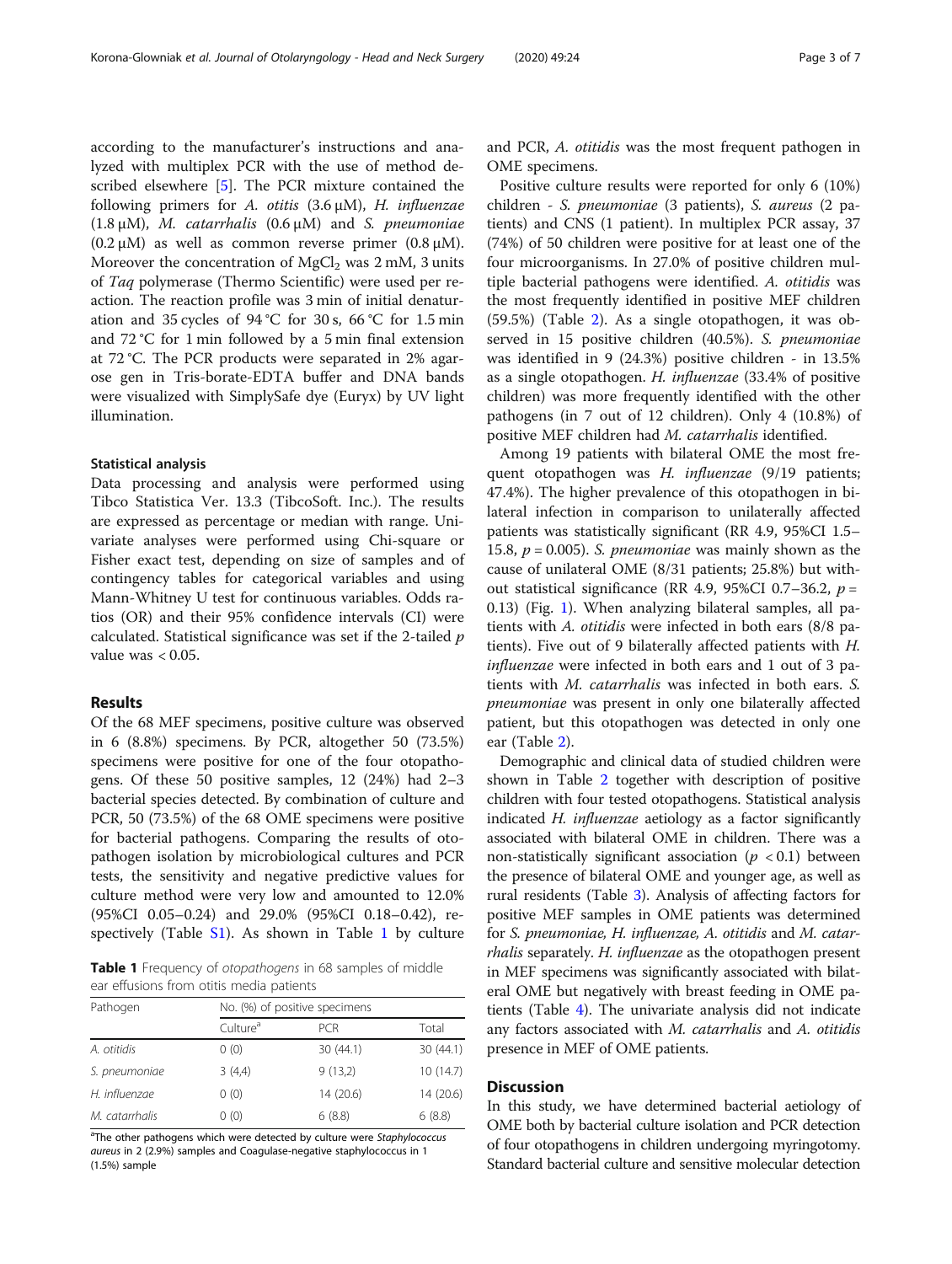according to the manufacturer's instructions and analyzed with multiplex PCR with the use of method described elsewhere [5]. The PCR mixture contained the following primers for *A. otitis* (3.6 μM), *H. influenzae* (1.8 μM), *M. catarrhalis* (0.6 μM) and *S. pneumoniae* (0.2 μM) as well as common reverse primer (0.8 μM). Moreover the concentration of $MgCl_2$ was 2 mM, 3 units of *Taq* polymerase (Thermo Scientific) were used per reaction. The reaction profile was 3 min of initial denaturation and 35 cycles of 94 °C for 30 s, 66 °C for 1.5 min and 72 °C for 1 min followed by a 5 min final extension at 72 °C. The PCR products were separated in 2% agarose gen in Tris-borate-EDTA buffer and DNA bands were visualized with SimplySafe dye (Euryx) by UV light illumination.

### Statistical analysis

Data processing and analysis were performed using Tibco Statistica Ver. 13.3 (TibcoSoft. Inc.). The results are expressed as percentage or median with range. Univariate analyses were performed using Chi-square or Fisher exact test, depending on size of samples and of contingency tables for categorical variables and using Mann-Whitney U test for continuous variables. Odds ratios (OR) and their 95% confidence intervals (CI) were calculated. Statistical significance was set if the 2-tailed $p$ value was < 0.05.

## Results

Of the 68 MEF specimens, positive culture was observed in 6 (8.8%) specimens. By PCR, altogether 50 (73.5%) specimens were positive for one of the four otopathogens. Of these 50 positive samples, 12 (24%) had 2–3 bacterial species detected. By combination of culture and PCR, 50 (73.5%) of the 68 OME specimens were positive for bacterial pathogens. Comparing the results of otopathogen isolation by microbiological cultures and PCR tests, the sensitivity and negative predictive values for culture method were very low and amounted to 12.0% (95%CI 0.05–0.24) and 29.0% (95%CI 0.18–0.42), respectively (Table S1). As shown in Table 1 by culture and PCR, *A. otitidis* was the most frequent pathogen in OME specimens.

**Table 1** Frequency of *otopathogens* in 68 samples of middle ear effusions from otitis media patients

| Pathogen | No. (%) of positive specimens | | |
|---|---|---|---|
| | Culture[a] | PCR | Total |
| *A. otitidis* | 0 (0) | 30 (44.1) | 30 (44.1) |
| *S. pneumoniae* | 3 (4,4) | 9 (13,2) | 10 (14.7) |
| *H. influenzae* | 0 (0) | 14 (20.6) | 14 (20.6) |
| *M. catarrhalis* | 0 (0) | 6 (8.8) | 6 (8.8) |

[a]The other pathogens which were detected by culture were *Staphylococcus aureus* in 2 (2.9%) samples and Coagulase-negative staphylococcus in 1 (1.5%) sample

Positive culture results were reported for only 6 (10%) children - *S. pneumoniae* (3 patients), *S. aureus* (2 patients) and CNS (1 patient). In multiplex PCR assay, 37 (74%) of 50 children were positive for at least one of the four microorganisms. In 27.0% of positive children multiple bacterial pathogens were identified. *A. otitidis* was the most frequently identified in positive MEF children (59.5%) (Table 2). As a single otopathogen, it was observed in 15 positive children (40.5%). *S. pneumoniae* was identified in 9 (24.3%) positive children - in 13.5% as a single otopathogen. *H. influenzae* (33.4% of positive children) was more frequently identified with the other pathogens (in 7 out of 12 children). Only 4 (10.8%) of positive MEF children had *M. catarrhalis* identified.

Among 19 patients with bilateral OME the most frequent otopathogen was *H. influenzae* (9/19 patients; 47.4%). The higher prevalence of this otopathogen in bilateral infection in comparison to unilaterally affected patients was statistically significant (RR 4.9, 95%CI 1.5–15.8, $p = 0.005$). *S. pneumoniae* was mainly shown as the cause of unilateral OME (8/31 patients; 25.8%) but without statistical significance (RR 4.9, 95%CI 0.7–36.2, $p = 0.13$) (Fig. 1). When analyzing bilateral samples, all patients with *A. otitidis* were infected in both ears (8/8 patients). Five out of 9 bilaterally affected patients with *H. influenzae* were infected in both ears and 1 out of 3 patients with *M. catarrhalis* was infected in both ears. *S. pneumoniae* was present in only one bilaterally affected patient, but this otopathogen was detected in only one ear (Table 2).

Demographic and clinical data of studied children were shown in Table 2 together with description of positive children with four tested otopathogens. Statistical analysis indicated *H. influenzae* aetiology as a factor significantly associated with bilateral OME in children. There was a non-statistically significant association ($p < 0.1$) between the presence of bilateral OME and younger age, as well as rural residents (Table 3). Analysis of affecting factors for positive MEF samples in OME patients was determined for *S. pneumoniae, H. influenzae, A. otitidis* and *M. catarrhalis* separately. *H. influenzae* as the otopathogen present in MEF specimens was significantly associated with bilateral OME but negatively with breast feeding in OME patients (Table 4). The univariate analysis did not indicate any factors associated with *M. catarrhalis* and *A. otitidis* presence in MEF of OME patients.

## Discussion

In this study, we have determined bacterial aetiology of OME both by bacterial culture isolation and PCR detection of four otopathogens in children undergoing myringotomy. Standard bacterial culture and sensitive molecular detection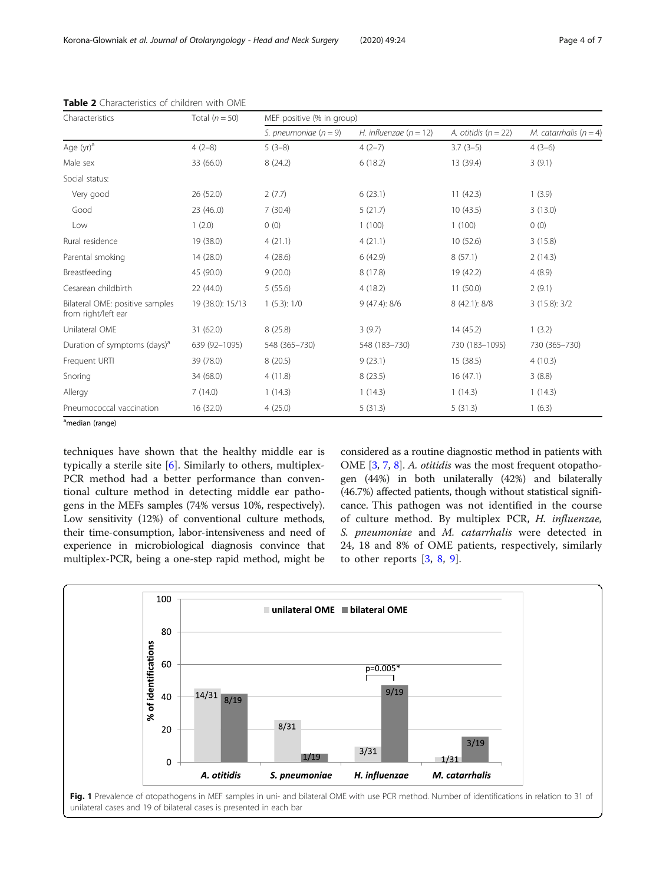**Table 2** Characteristics of children with OME

| Characteristics | Total (*n* = 50) | MEF positive (% in group) | | | |
|---|---|---|---|---|---|
| | | *S. pneumoniae* (*n* = 9) | *H. influenzae* (*n* = 12) | *A. otitidis* (*n* = 22) | *M. catarrhalis* (*n* = 4) |
| Age (yr)[a] | 4 (2–8) | 5 (3–8) | 4 (2–7) | 3.7 (3–5) | 4 (3–6) |
| Male sex | 33 (66.0) | 8 (24.2) | 6 (18.2) | 13 (39.4) | 3 (9.1) |
| Social status: | | | | | |
| Very good | 26 (52.0) | 2 (7.7) | 6 (23.1) | 11 (42.3) | 1 (3.9) |
| Good | 23 (46..0) | 7 (30.4) | 5 (21.7) | 10 (43.5) | 3 (13.0) |
| Low | 1 (2.0) | 0 (0) | 1 (100) | 1 (100) | 0 (0) |
| Rural residence | 19 (38.0) | 4 (21.1) | 4 (21.1) | 10 (52.6) | 3 (15.8) |
| Parental smoking | 14 (28.0) | 4 (28.6) | 6 (42.9) | 8 (57.1) | 2 (14.3) |
| Breastfeeding | 45 (90.0) | 9 (20.0) | 8 (17.8) | 19 (42.2) | 4 (8.9) |
| Cesarean childbirth | 22 (44.0) | 5 (55.6) | 4 (18.2) | 11 (50.0) | 2 (9.1) |
| Bilateral OME: positive samples from right/left ear | 19 (38.0): 15/13 | 1 (5.3): 1/0 | 9 (47.4): 8/6 | 8 (42.1): 8/8 | 3 (15.8): 3/2 |
| Unilateral OME | 31 (62.0) | 8 (25.8) | 3 (9.7) | 14 (45.2) | 1 (3.2) |
| Duration of symptoms (days)[a] | 639 (92–1095) | 548 (365–730) | 548 (183–730) | 730 (183–1095) | 730 (365–730) |
| Frequent URTI | 39 (78.0) | 8 (20.5) | 9 (23.1) | 15 (38.5) | 4 (10.3) |
| Snoring | 34 (68.0) | 4 (11.8) | 8 (23.5) | 16 (47.1) | 3 (8.8) |
| Allergy | 7 (14.0) | 1 (14.3) | 1 (14.3) | 1 (14.3) | 1 (14.3) |
| Pneumococcal vaccination | 16 (32.0) | 4 (25.0) | 5 (31.3) | 5 (31.3) | 1 (6.3) |

[a]median (range)

techniques have shown that the healthy middle ear is typically a sterile site [6]. Similarly to others, multiplex-PCR method had a better performance than conventional culture method in detecting middle ear pathogens in the MEFs samples (74% versus 10%, respectively). Low sensitivity (12%) of conventional culture methods, their time-consumption, labor-intensiveness and need of experience in microbiological diagnosis convince that multiplex-PCR, being a one-step rapid method, might be considered as a routine diagnostic method in patients with OME [3, 7, 8]. *A. otitidis* was the most frequent otopathogen (44%) in both unilaterally (42%) and bilaterally (46.7%) affected patients, though without statistical significance. This pathogen was not identified in the course of culture method. By multiplex PCR, *H. influenzae*, *S. pneumoniae* and *M. catarrhalis* were detected in 24, 18 and 8% of OME patients, respectively, similarly to other reports [3, 8, 9].

**Fig. 1** Prevalence of otopathogens in MEF samples in uni- and bilateral OME with use PCR method. Number of identifications in relation to 31 of unilateral cases and 19 of bilateral cases is presented in each bar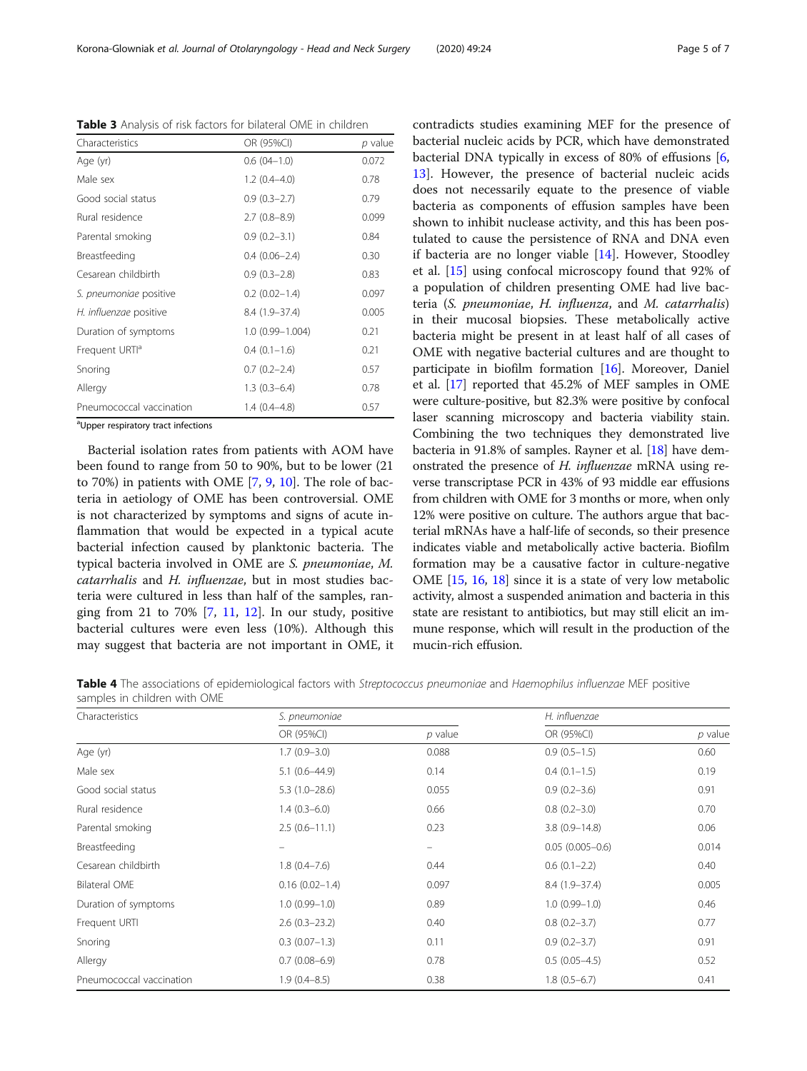**Table 3** Analysis of risk factors for bilateral OME in children

| Characteristics | OR (95%CI) | *p* value |
|---|---|---|
| Age (yr) | 0.6 (04–1.0) | 0.072 |
| Male sex | 1.2 (0.4–4.0) | 0.78 |
| Good social status | 0.9 (0.3–2.7) | 0.79 |
| Rural residence | 2.7 (0.8–8.9) | 0.099 |
| Parental smoking | 0.9 (0.2–3.1) | 0.84 |
| Breastfeeding | 0.4 (0.06–2.4) | 0.30 |
| Cesarean childbirth | 0.9 (0.3–2.8) | 0.83 |
| *S. pneumoniae* positive | 0.2 (0.02–1.4) | 0.097 |
| *H. influenzae* positive | 8.4 (1.9–37.4) | 0.005 |
| Duration of symptoms | 1.0 (0.99–1.004) | 0.21 |
| Frequent URTI[a] | 0.4 (0.1–1.6) | 0.21 |
| Snoring | 0.7 (0.2–2.4) | 0.57 |
| Allergy | 1.3 (0.3–6.4) | 0.78 |
| Pneumococcal vaccination | 1.4 (0.4–4.8) | 0.57 |

[a]Upper respiratory tract infections

Bacterial isolation rates from patients with AOM have been found to range from 50 to 90%, but to be lower (21 to 70%) in patients with OME [7, 9, 10]. The role of bacteria in aetiology of OME has been controversial. OME is not characterized by symptoms and signs of acute inflammation that would be expected in a typical acute bacterial infection caused by planktonic bacteria. The typical bacteria involved in OME are *S. pneumoniae*, *M. catarrhalis* and *H. influenzae*, but in most studies bacteria were cultured in less than half of the samples, ranging from 21 to 70% [7, 11, 12]. In our study, positive bacterial cultures were even less (10%). Although this may suggest that bacteria are not important in OME, it contradicts studies examining MEF for the presence of bacterial nucleic acids by PCR, which have demonstrated bacterial DNA typically in excess of 80% of effusions [6, 13]. However, the presence of bacterial nucleic acids does not necessarily equate to the presence of viable bacteria as components of effusion samples have been shown to inhibit nuclease activity, and this has been postulated to cause the persistence of RNA and DNA even if bacteria are no longer viable [14]. However, Stoodley et al. [15] using confocal microscopy found that 92% of a population of children presenting OME had live bacteria (*S. pneumoniae*, *H. influenza*, and *M. catarrhalis*) in their mucosal biopsies. These metabolically active bacteria might be present in at least half of all cases of OME with negative bacterial cultures and are thought to participate in biofilm formation [16]. Moreover, Daniel et al. [17] reported that 45.2% of MEF samples in OME were culture-positive, but 82.3% were positive by confocal laser scanning microscopy and bacteria viability stain. Combining the two techniques they demonstrated live bacteria in 91.8% of samples. Rayner et al. [18] have demonstrated the presence of *H. influenzae* mRNA using reverse transcriptase PCR in 43% of 93 middle ear effusions from children with OME for 3 months or more, when only 12% were positive on culture. The authors argue that bacterial mRNAs have a half-life of seconds, so their presence indicates viable and metabolically active bacteria. Biofilm formation may be a causative factor in culture-negative OME [15, 16, 18] since it is a state of very low metabolic activity, almost a suspended animation and bacteria in this state are resistant to antibiotics, but may still elicit an immune response, which will result in the production of the mucin-rich effusion.

**Table 4** The associations of epidemiological factors with *Streptococcus pneumoniae* and *Haemophilus influenzae* MEF positive samples in children with OME

| Characteristics | *S. pneumoniae* | | *H. influenzae* | |
|---|---|---|---|---|
| | OR (95%CI) | *p* value | OR (95%CI) | *p* value |
| Age (yr) | 1.7 (0.9–3.0) | 0.088 | 0.9 (0.5–1.5) | 0.60 |
| Male sex | 5.1 (0.6–44.9) | 0.14 | 0.4 (0.1–1.5) | 0.19 |
| Good social status | 5.3 (1.0–28.6) | 0.055 | 0.9 (0.2–3.6) | 0.91 |
| Rural residence | 1.4 (0.3–6.0) | 0.66 | 0.8 (0.2–3.0) | 0.70 |
| Parental smoking | 2.5 (0.6–11.1) | 0.23 | 3.8 (0.9–14.8) | 0.06 |
| Breastfeeding | – | – | 0.05 (0.005–0.6) | 0.014 |
| Cesarean childbirth | 1.8 (0.4–7.6) | 0.44 | 0.6 (0.1–2.2) | 0.40 |
| Bilateral OME | 0.16 (0.02–1.4) | 0.097 | 8.4 (1.9–37.4) | 0.005 |
| Duration of symptoms | 1.0 (0.99–1.0) | 0.89 | 1.0 (0.99–1.0) | 0.46 |
| Frequent URTI | 2.6 (0.3–23.2) | 0.40 | 0.8 (0.2–3.7) | 0.77 |
| Snoring | 0.3 (0.07–1.3) | 0.11 | 0.9 (0.2–3.7) | 0.91 |
| Allergy | 0.7 (0.08–6.9) | 0.78 | 0.5 (0.05–4.5) | 0.52 |
| Pneumococcal vaccination | 1.9 (0.4–8.5) | 0.38 | 1.8 (0.5–6.7) | 0.41 |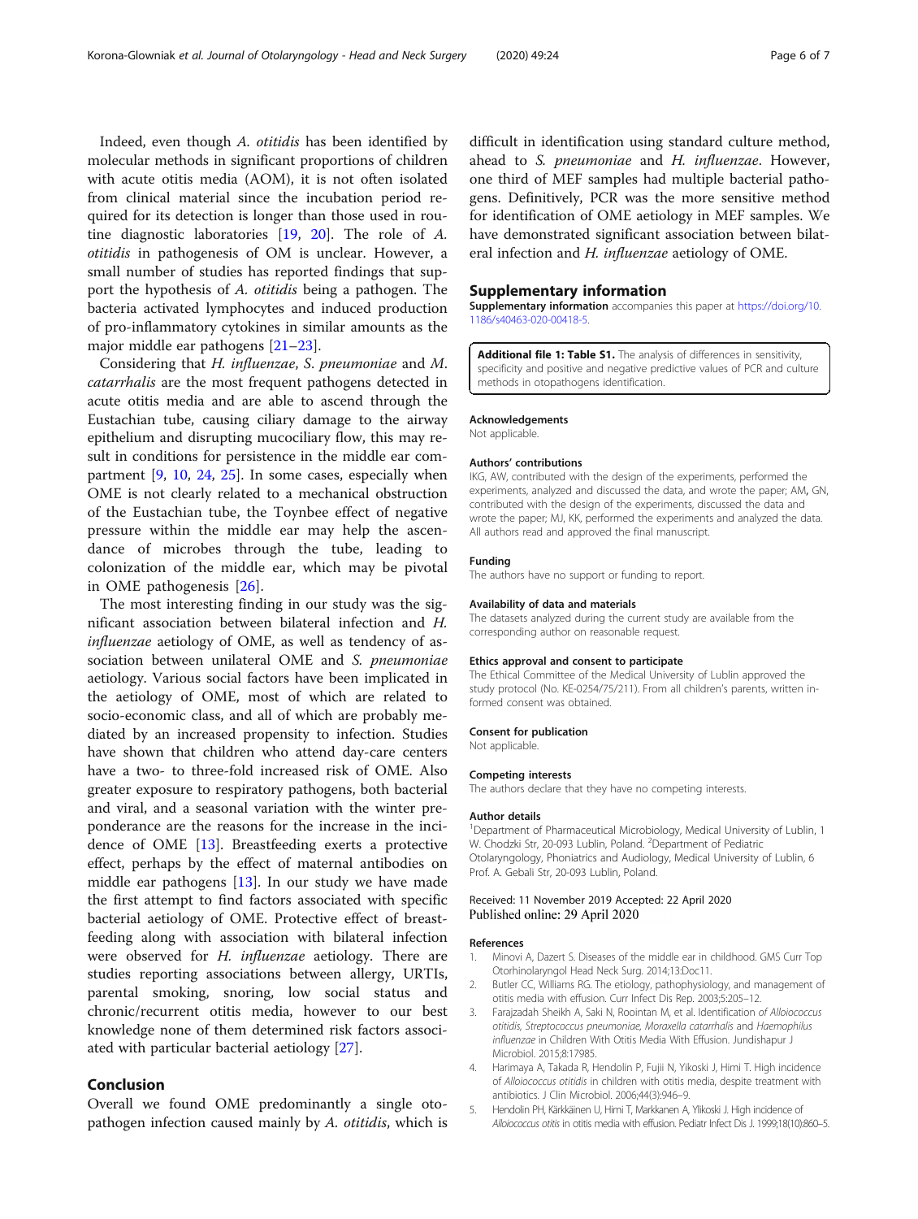Indeed, even though *A. otitidis* has been identified by molecular methods in significant proportions of children with acute otitis media (AOM), it is not often isolated from clinical material since the incubation period required for its detection is longer than those used in routine diagnostic laboratories [19, 20]. The role of *A. otitidis* in pathogenesis of OM is unclear. However, a small number of studies has reported findings that support the hypothesis of *A. otitidis* being a pathogen. The bacteria activated lymphocytes and induced production of pro-inflammatory cytokines in similar amounts as the major middle ear pathogens [21–23].

Considering that *H. influenzae*, *S. pneumoniae* and *M. catarrhalis* are the most frequent pathogens detected in acute otitis media and are able to ascend through the Eustachian tube, causing ciliary damage to the airway epithelium and disrupting mucociliary flow, this may result in conditions for persistence in the middle ear compartment [9, 10, 24, 25]. In some cases, especially when OME is not clearly related to a mechanical obstruction of the Eustachian tube, the Toynbee effect of negative pressure within the middle ear may help the ascendance of microbes through the tube, leading to colonization of the middle ear, which may be pivotal in OME pathogenesis [26].

The most interesting finding in our study was the significant association between bilateral infection and *H. influenzae* aetiology of OME, as well as tendency of association between unilateral OME and *S. pneumoniae* aetiology. Various social factors have been implicated in the aetiology of OME, most of which are related to socio-economic class, and all of which are probably mediated by an increased propensity to infection. Studies have shown that children who attend day-care centers have a two- to three-fold increased risk of OME. Also greater exposure to respiratory pathogens, both bacterial and viral, and a seasonal variation with the winter preponderance are the reasons for the increase in the incidence of OME [13]. Breastfeeding exerts a protective effect, perhaps by the effect of maternal antibodies on middle ear pathogens [13]. In our study we have made the first attempt to find factors associated with specific bacterial aetiology of OME. Protective effect of breastfeeding along with association with bilateral infection were observed for *H. influenzae* aetiology. There are studies reporting associations between allergy, URTIs, parental smoking, snoring, low social status and chronic/recurrent otitis media, however to our best knowledge none of them determined risk factors associated with particular bacterial aetiology [27].

## Conclusion

Overall we found OME predominantly a single otopathogen infection caused mainly by *A. otitidis*, which is difficult in identification using standard culture method, ahead to *S. pneumoniae* and *H. influenzae*. However, one third of MEF samples had multiple bacterial pathogens. Definitively, PCR was the more sensitive method for identification of OME aetiology in MEF samples. We have demonstrated significant association between bilateral infection and *H. influenzae* aetiology of OME.

## Supplementary information

**Supplementary information** accompanies this paper at https://doi.org/10.1186/s40463-020-00418-5.

**Additional file 1: Table S1.** The analysis of differences in sensitivity, specificity and positive and negative predictive values of PCR and culture methods in otopathogens identification.

### Acknowledgements

Not applicable.

### Authors' contributions

IKG, AW, contributed with the design of the experiments, performed the experiments, analyzed and discussed the data, and wrote the paper; AM, GN, contributed with the design of the experiments, discussed the data and wrote the paper; MJ, KK, performed the experiments and analyzed the data. All authors read and approved the final manuscript.

### Funding

The authors have no support or funding to report.

### Availability of data and materials

The datasets analyzed during the current study are available from the corresponding author on reasonable request.

### Ethics approval and consent to participate

The Ethical Committee of the Medical University of Lublin approved the study protocol (No. KE-0254/75/211). From all children's parents, written informed consent was obtained.

### Consent for publication

Not applicable.

### Competing interests

The authors declare that they have no competing interests.

### Author details

[1]Department of Pharmaceutical Microbiology, Medical University of Lublin, 1 W. Chodzki Str, 20-093 Lublin, Poland. [2]Department of Pediatric Otolaryngology, Phoniatrics and Audiology, Medical University of Lublin, 6 Prof. A. Gebali Str, 20-093 Lublin, Poland.

Received: 11 November 2019 Accepted: 22 April 2020
Published online: 29 April 2020

### References

1. Minovi A, Dazert S. Diseases of the middle ear in childhood. GMS Curr Top Otorhinolaryngol Head Neck Surg. 2014;13:Doc11.
2. Butler CC, Williams RG. The etiology, pathophysiology, and management of otitis media with effusion. Curr Infect Dis Rep. 2003;5:205–12.
3. Farajzadah Sheikh A, Saki N, Roointan M, et al. Identification *of Alloiococcus otitidis, Streptococcus pneumoniae, Moraxella catarrhalis* and *Haemophilus influenzae* in Children With Otitis Media With Effusion. Jundishapur J Microbiol. 2015;8:17985.
4. Harimaya A, Takada R, Hendolin P, Fujii N, Yikoski J, Himi T. High incidence of *Alloiococcus otitidis* in children with otitis media, despite treatment with antibiotics. J Clin Microbiol. 2006;44(3):946–9.
5. Hendolin PH, Kärkkäinen U, Himi T, Markkanen A, Ylikoski J. High incidence of *Alloiococcus otitis* in otitis media with effusion. Pediatr Infect Dis J. 1999;18(10):860–5.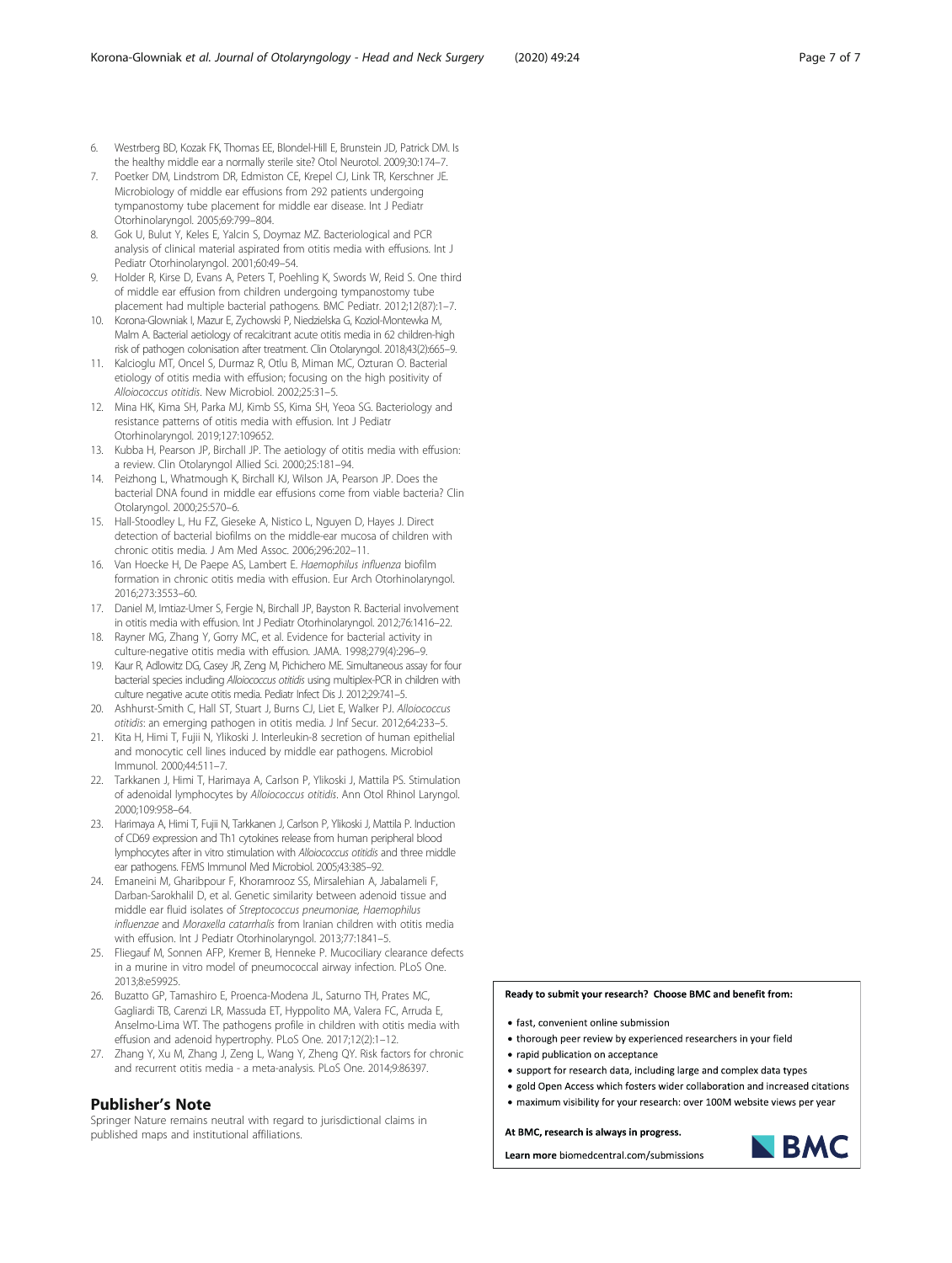6. Westrberg BD, Kozak FK, Thomas EE, Blondel-Hill E, Brunstein JD, Patrick DM. Is the healthy middle ear a normally sterile site? Otol Neurotol. 2009;30:174–7.
7. Poetker DM, Lindstrom DR, Edmiston CE, Krepel CJ, Link TR, Kerschner JE. Microbiology of middle ear effusions from 292 patients undergoing tympanostomy tube placement for middle ear disease. Int J Pediatr Otorhinolaryngol. 2005;69:799–804.
8. Gok U, Bulut Y, Keles E, Yalcin S, Doymaz MZ. Bacteriological and PCR analysis of clinical material aspirated from otitis media with effusions. Int J Pediatr Otorhinolaryngol. 2001;60:49–54.
9. Holder R, Kirse D, Evans A, Peters T, Poehling K, Swords W, Reid S. One third of middle ear effusion from children undergoing tympanostomy tube placement had multiple bacterial pathogens. BMC Pediatr. 2012;12(87):1–7.
10. Korona-Glowniak I, Mazur E, Zychowski P, Niedzielska G, Koziol-Montewka M, Malm A. Bacterial aetiology of recalcitrant acute otitis media in 62 children-high risk of pathogen colonisation after treatment. Clin Otolaryngol. 2018;43(2):665–9.
11. Kalcioglu MT, Oncel S, Durmaz R, Otlu B, Miman MC, Ozturan O. Bacterial etiology of otitis media with effusion; focusing on the high positivity of *Alloiococcus otitidis*. New Microbiol. 2002;25:31–5.
12. Mina HK, Kima SH, Parka MJ, Kimb SS, Kima SH, Yeoa SG. Bacteriology and resistance patterns of otitis media with effusion. Int J Pediatr Otorhinolaryngol. 2019;127:109652.
13. Kubba H, Pearson JP, Birchall JP. The aetiology of otitis media with effusion: a review. Clin Otolaryngol Allied Sci. 2000;25:181–94.
14. Peizhong L, Whatmough K, Birchall KJ, Wilson JA, Pearson JP. Does the bacterial DNA found in middle ear effusions come from viable bacteria? Clin Otolaryngol. 2000;25:570–6.
15. Hall-Stoodley L, Hu FZ, Gieseke A, Nistico L, Nguyen D, Hayes J. Direct detection of bacterial biofilms on the middle-ear mucosa of children with chronic otitis media. J Am Med Assoc. 2006;296:202–11.
16. Van Hoecke H, De Paepe AS, Lambert E. *Haemophilus influenza* biofilm formation in chronic otitis media with effusion. Eur Arch Otorhinolaryngol. 2016;273:3553–60.
17. Daniel M, Imtiaz-Umer S, Fergie N, Birchall JP, Bayston R. Bacterial involvement in otitis media with effusion. Int J Pediatr Otorhinolaryngol. 2012;76:1416–22.
18. Rayner MG, Zhang Y, Gorry MC, et al. Evidence for bacterial activity in culture-negative otitis media with effusion. JAMA. 1998;279(4):296–9.
19. Kaur R, Adlowitz DG, Casey JR, Zeng M, Pichichero ME. Simultaneous assay for four bacterial species including *Alloiococcus otitidis* using multiplex-PCR in children with culture negative acute otitis media. Pediatr Infect Dis J. 2012;29:741–5.
20. Ashhurst-Smith C, Hall ST, Stuart J, Burns CJ, Liet E, Walker PJ. *Alloiococcus otitidis*: an emerging pathogen in otitis media. J Inf Secur. 2012;64:233–5.
21. Kita H, Himi T, Fujii N, Ylikoski J. Interleukin-8 secretion of human epithelial and monocytic cell lines induced by middle ear pathogens. Microbiol Immunol. 2000;44:511–7.
22. Tarkkanen J, Himi T, Harimaya A, Carlson P, Ylikoski J, Mattila PS. Stimulation of adenoidal lymphocytes by *Alloiococcus otitidis*. Ann Otol Rhinol Laryngol. 2000;109:958–64.
23. Harimaya A, Himi T, Fujii N, Tarkkanen J, Carlson P, Ylikoski J, Mattila P. Induction of CD69 expression and Th1 cytokines release from human peripheral blood lymphocytes after in vitro stimulation with *Alloiococcus otitidis* and three middle ear pathogens. FEMS Immunol Med Microbiol. 2005;43:385–92.
24. Emaneini M, Gharibpour F, Khoramrooz SS, Mirsalehian A, Jabalameli F, Darban-Sarokhalil D, et al. Genetic similarity between adenoid tissue and middle ear fluid isolates of *Streptococcus pneumoniae, Haemophilus influenzae* and *Moraxella catarrhalis* from Iranian children with otitis media with effusion. Int J Pediatr Otorhinolaryngol. 2013;77:1841–5.
25. Fliegauf M, Sonnen AFP, Kremer B, Henneke P. Mucociliary clearance defects in a murine in vitro model of pneumococcal airway infection. PLoS One. 2013;8:e59925.
26. Buzatto GP, Tamashiro E, Proenca-Modena JL, Saturno TH, Prates MC, Gagliardi TB, Carenzi LR, Massuda ET, Hyppolito MA, Valera FC, Arruda E, Anselmo-Lima WT. The pathogens profile in children with otitis media with effusion and adenoid hypertrophy. PLoS One. 2017;12(2):1–12.
27. Zhang Y, Xu M, Zhang J, Zeng L, Wang Y, Zheng QY. Risk factors for chronic and recurrent otitis media - a meta-analysis. PLoS One. 2014;9:86397.

## Publisher's Note

Springer Nature remains neutral with regard to jurisdictional claims in published maps and institutional affiliations.

**Ready to submit your research? Choose BMC and benefit from:**

- fast, convenient online submission
- thorough peer review by experienced researchers in your field
- rapid publication on acceptance
- support for research data, including large and complex data types
- gold Open Access which fosters wider collaboration and increased citations
- maximum visibility for your research: over 100M website views per year

**At BMC, research is always in progress.**

**Learn more** biomedcentral.com/submissions

BMC